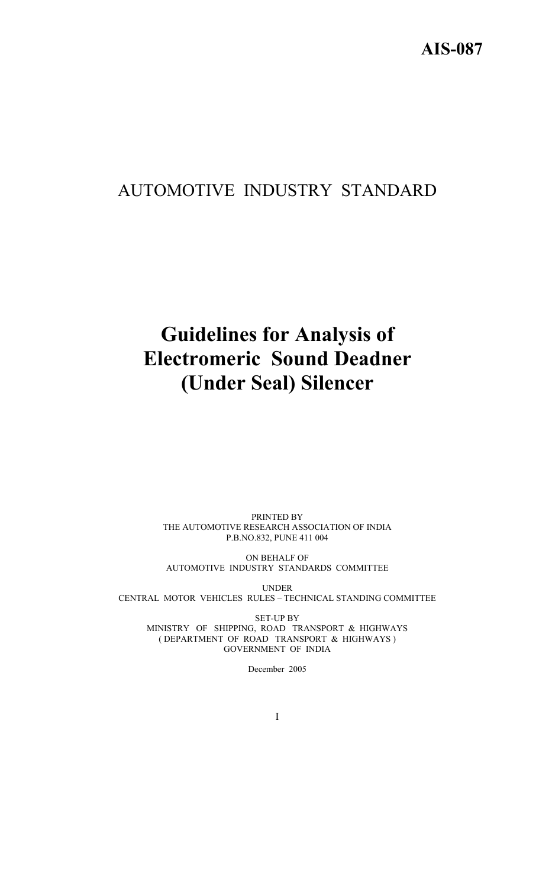**AIS-087**

# AUTOMOTIVE INDUSTRY STANDARD

# Guidelines for Analysis of Electromeric Sound Deadner (Under Seal) Silencer

PRINTED BY
THE AUTOMOTIVE RESEARCH ASSOCIATION OF INDIA
P.B.NO.832, PUNE 411 004

ON BEHALF OF
AUTOMOTIVE INDUSTRY STANDARDS COMMITTEE

UNDER
CENTRAL MOTOR VEHICLES RULES – TECHNICAL STANDING COMMITTEE

SET-UP BY
MINISTRY OF SHIPPING, ROAD TRANSPORT & HIGHWAYS
( DEPARTMENT OF ROAD TRANSPORT & HIGHWAYS )
GOVERNMENT OF INDIA

December 2005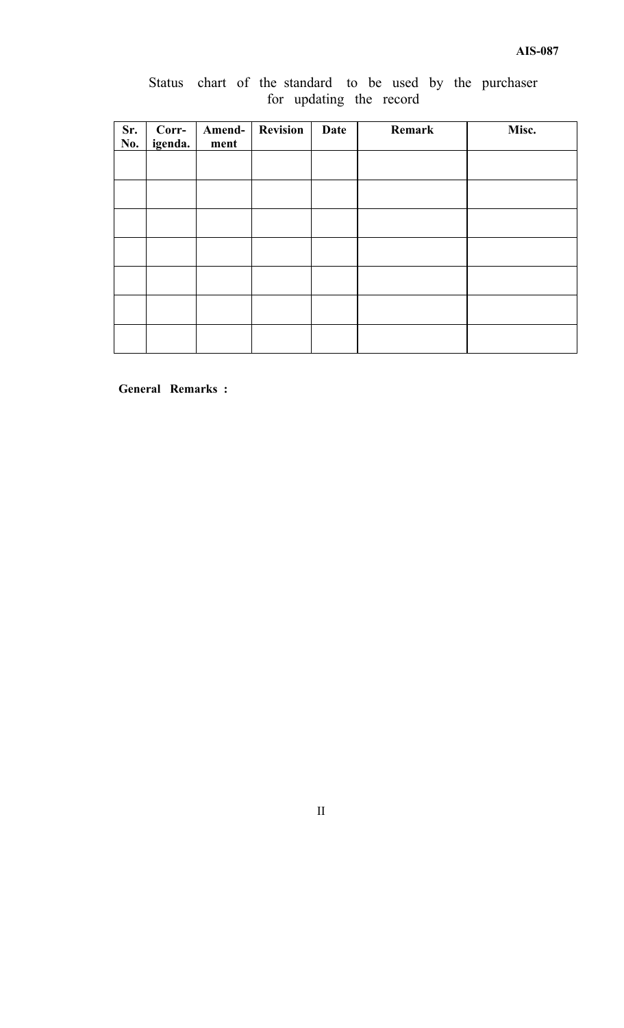Status chart of the standard to be used by the purchaser for updating the record

| Sr. No. | Corr-igenda. | Amend-ment | Revision | Date | Remark | Misc. |
|---|---|---|---|---|---|---|
| | | | | | | |
| | | | | | | |
| | | | | | | |
| | | | | | | |
| | | | | | | |
| | | | | | | |
| | | | | | | |

**General Remarks :**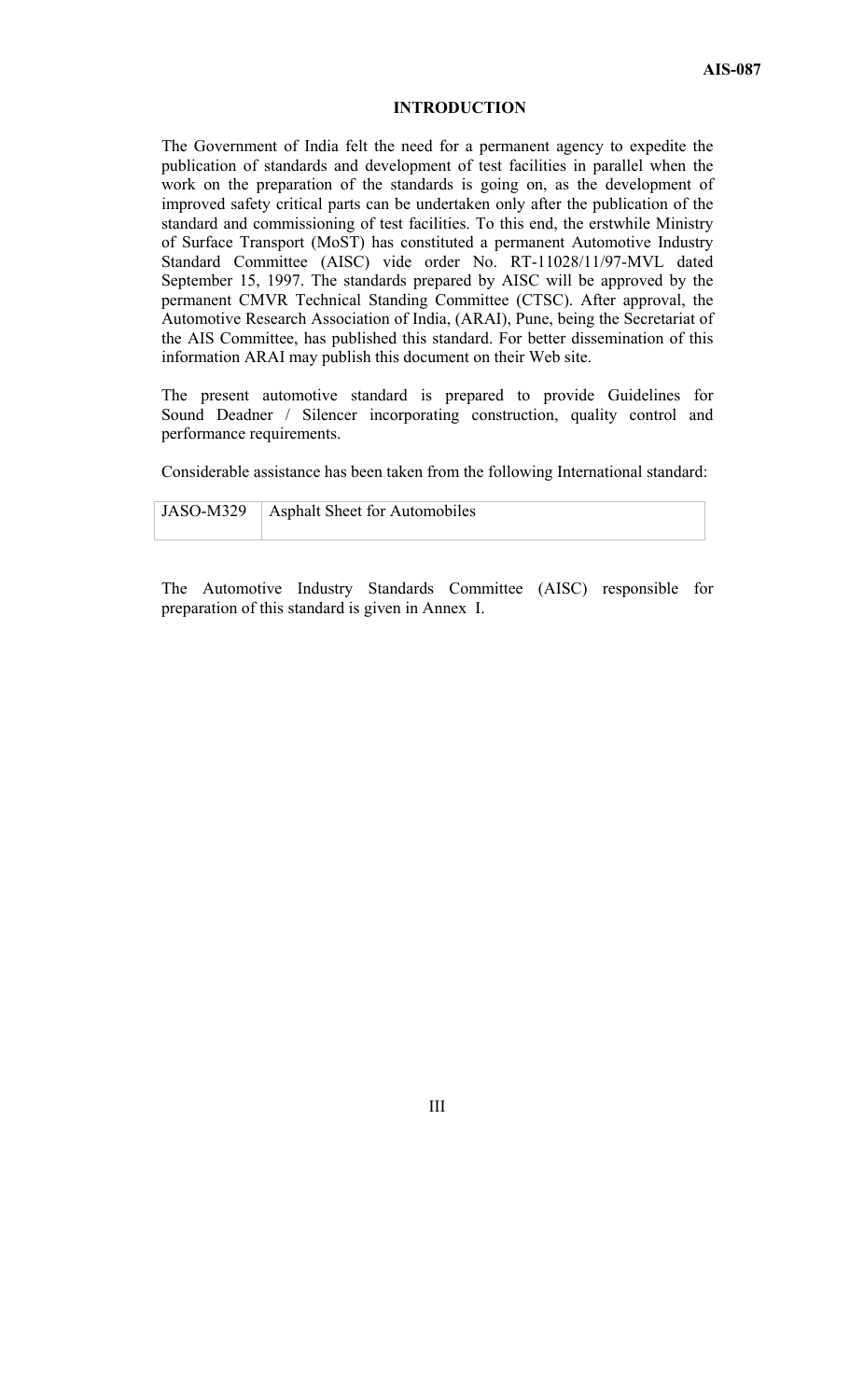# INTRODUCTION

The Government of India felt the need for a permanent agency to expedite the publication of standards and development of test facilities in parallel when the work on the preparation of the standards is going on, as the development of improved safety critical parts can be undertaken only after the publication of the standard and commissioning of test facilities. To this end, the erstwhile Ministry of Surface Transport (MoST) has constituted a permanent Automotive Industry Standard Committee (AISC) vide order No. RT-11028/11/97-MVL dated September 15, 1997. The standards prepared by AISC will be approved by the permanent CMVR Technical Standing Committee (CTSC). After approval, the Automotive Research Association of India, (ARAI), Pune, being the Secretariat of the AIS Committee, has published this standard. For better dissemination of this information ARAI may publish this document on their Web site.

The present automotive standard is prepared to provide Guidelines for Sound Deadner / Silencer incorporating construction, quality control and performance requirements.

Considerable assistance has been taken from the following International standard:

| JASO-M329 | Asphalt Sheet for Automobiles |
|---|---|

The Automotive Industry Standards Committee (AISC) responsible for preparation of this standard is given in Annex I.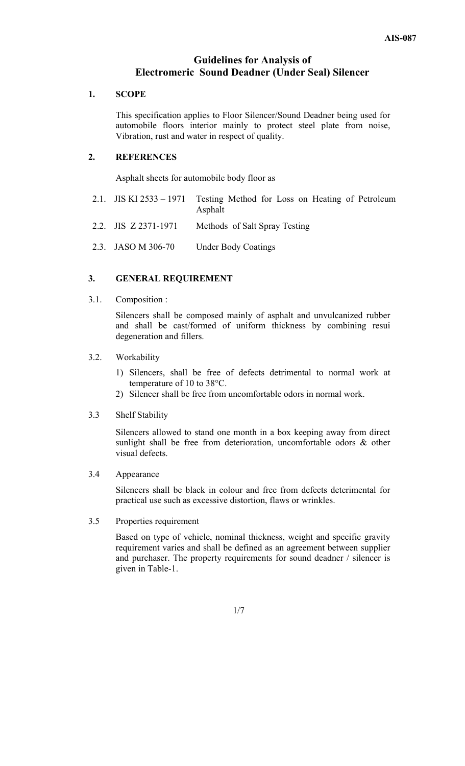# Guidelines for Analysis of Electromeric Sound Deadner (Under Seal) Silencer

## 1. SCOPE

This specification applies to Floor Silencer/Sound Deadner being used for automobile floors interior mainly to protect steel plate from noise, Vibration, rust and water in respect of quality.

## 2. REFERENCES

Asphalt sheets for automobile body floor as

2.1. JIS KI 2533 – 1971 Testing Method for Loss on Heating of Petroleum Asphalt

2.2. JIS Z 2371-1971 Methods of Salt Spray Testing

2.3. JASO M 306-70 Under Body Coatings

## 3. GENERAL REQUIREMENT

3.1. Composition :

Silencers shall be composed mainly of asphalt and unvulcanized rubber and shall be cast/formed of uniform thickness by combining resui degeneration and fillers.

3.2. Workability

1) Silencers, shall be free of defects detrimental to normal work at temperature of 10 to 38°C.
2) Silencer shall be free from uncomfortable odors in normal work.

3.3 Shelf Stability

Silencers allowed to stand one month in a box keeping away from direct sunlight shall be free from deterioration, uncomfortable odors & other visual defects.

3.4 Appearance

Silencers shall be black in colour and free from defects deteriemental for practical use such as excessive distortion, flaws or wrinkles.

3.5 Properties requirement

Based on type of vehicle, nominal thickness, weight and specific gravity requirement varies and shall be defined as an agreement between supplier and purchaser. The property requirements for sound deadner / silencer is given in Table-1.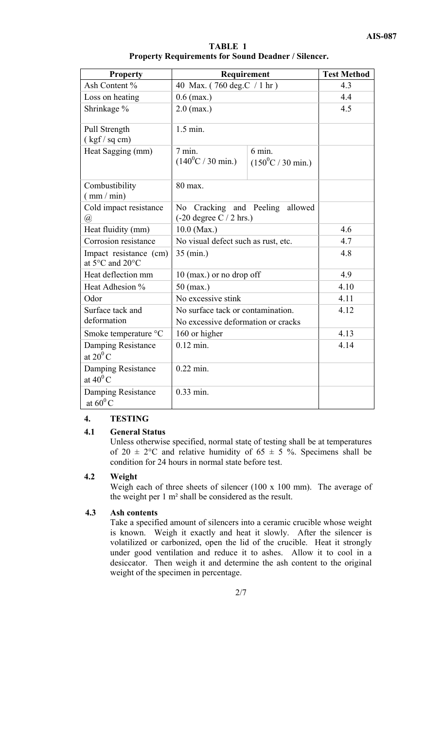**TABLE 1**
**Property Requirements for Sound Deadner / Silencer.**

| Property | Requirement | | Test Method |
|---|---|---|---|
| Ash Content % | 40 Max. ( 760 deg.C / 1 hr ) | | 4.3 |
| Loss on heating | 0.6 (max.) | | 4.4 |
| Shrinkage % | 2.0 (max.) | | 4.5 |
| Pull Strength ( kgf / sq cm) | 1.5 min. | | |
| Heat Sagging (mm) | 7 min. ($140^0$C / 30 min.) | 6 min. ($150^0$C / 30 min.) | |
| Combustibility ( mm / min) | 80 max. | | |
| Cold impact resistance @ | No Cracking and Peeling allowed (-20 degree C / 2 hrs.) | | |
| Heat fluidity (mm) | 10.0 (Max.) | | 4.6 |
| Corrosion resistance | No visual defect such as rust, etc. | | 4.7 |
| Impact resistance (cm) at 5°C and 20°C | 35 (min.) | | 4.8 |
| Heat deflection mm | 10 (max.) or no drop off | | 4.9 |
| Heat Adhesion % | 50 (max.) | | 4.10 |
| Odor | No excessive stink | | 4.11 |
| Surface tack and deformation | No surface tack or contamination. No excessive deformation or cracks | | 4.12 |
| Smoke temperature °C | 160 or higher | | 4.13 |
| Damping Resistance at $20^0$C | 0.12 min. | | 4.14 |
| Damping Resistance at $40^0$C | 0.22 min. | | |
| Damping Resistance at $60^0$C | 0.33 min. | | |

## 4. TESTING

### 4.1 General Status

Unless otherwise specified, normal state of testing shall be at temperatures of 20 ± 2°C and relative humidity of 65 ± 5 %. Specimens shall be condition for 24 hours in normal state before test.

### 4.2 Weight

Weigh each of three sheets of silencer (100 x 100 mm). The average of the weight per 1 m² shall be considered as the result.

### 4.3 Ash contents

Take a specified amount of silencers into a ceramic crucible whose weight is known. Weigh it exactly and heat it slowly. After the silencer is volatilized or carbonized, open the lid of the crucible. Heat it strongly under good ventilation and reduce it to ashes. Allow it to cool in a desiccator. Then weigh it and determine the ash content to the original weight of the specimen in percentage.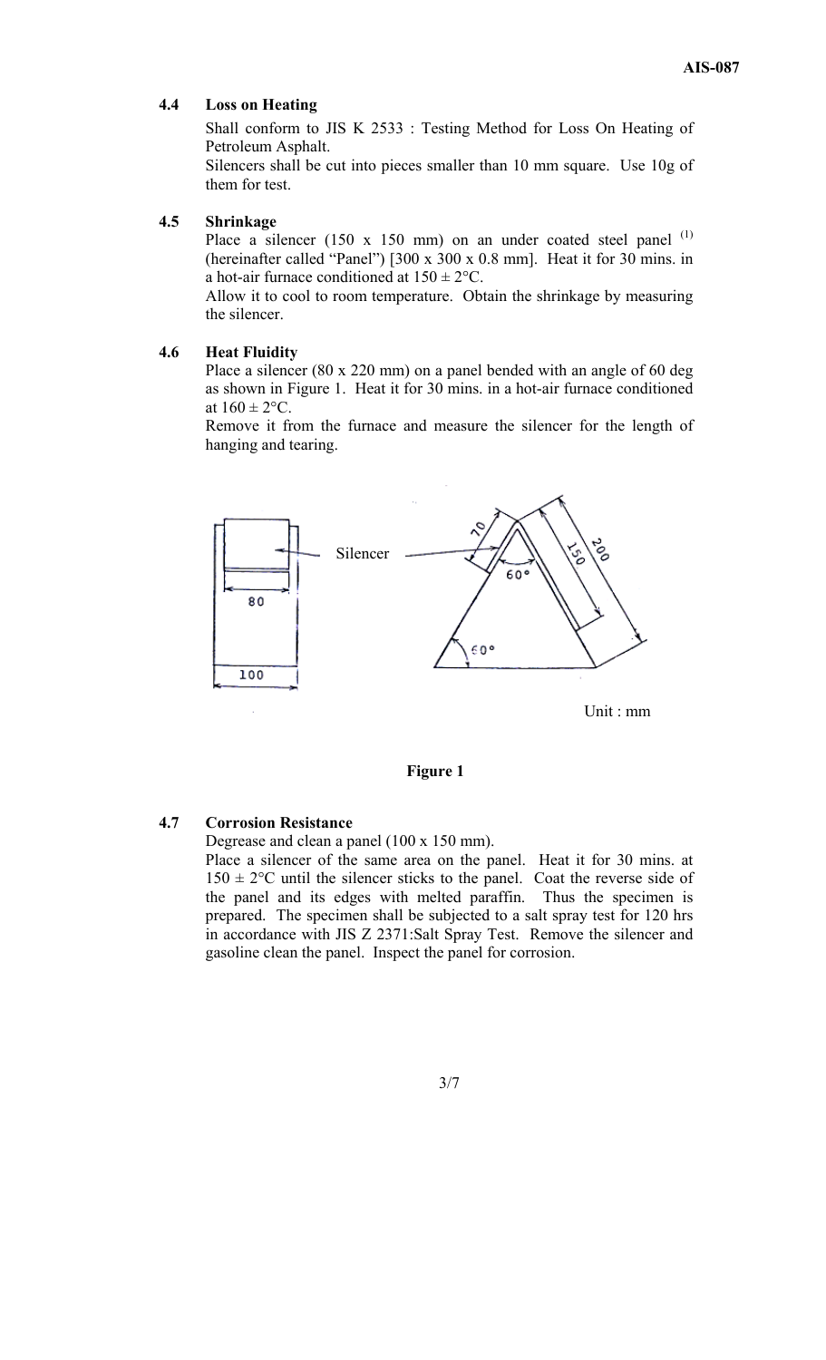### 4.4 Loss on Heating

Shall conform to JIS K 2533 : Testing Method for Loss On Heating of Petroleum Asphalt.

Silencers shall be cut into pieces smaller than 10 mm square. Use 10g of them for test.

### 4.5 Shrinkage

Place a silencer (150 x 150 mm) on an under coated steel panel (1) (hereinafter called "Panel") [300 x 300 x 0.8 mm]. Heat it for 30 mins. in a hot-air furnace conditioned at 150 ± 2°C.

Allow it to cool to room temperature. Obtain the shrinkage by measuring the silencer.

### 4.6 Heat Fluidity

Place a silencer (80 x 220 mm) on a panel bended with an angle of 60 deg as shown in Figure 1. Heat it for 30 mins. in a hot-air furnace conditioned at 160 ± 2°C.

Remove it from the furnace and measure the silencer for the length of hanging and tearing.

Silencer

80

100

70

150

200

60°

60°

Unit : mm

**Figure 1**

### 4.7 Corrosion Resistance

Degrease and clean a panel (100 x 150 mm).

Place a silencer of the same area on the panel. Heat it for 30 mins. at 150 ± 2°C until the silencer sticks to the panel. Coat the reverse side of the panel and its edges with melted paraffin. Thus the specimen is prepared. The specimen shall be subjected to a salt spray test for 120 hrs in accordance with JIS Z 2371:Salt Spray Test. Remove the silencer and gasoline clean the panel. Inspect the panel for corrosion.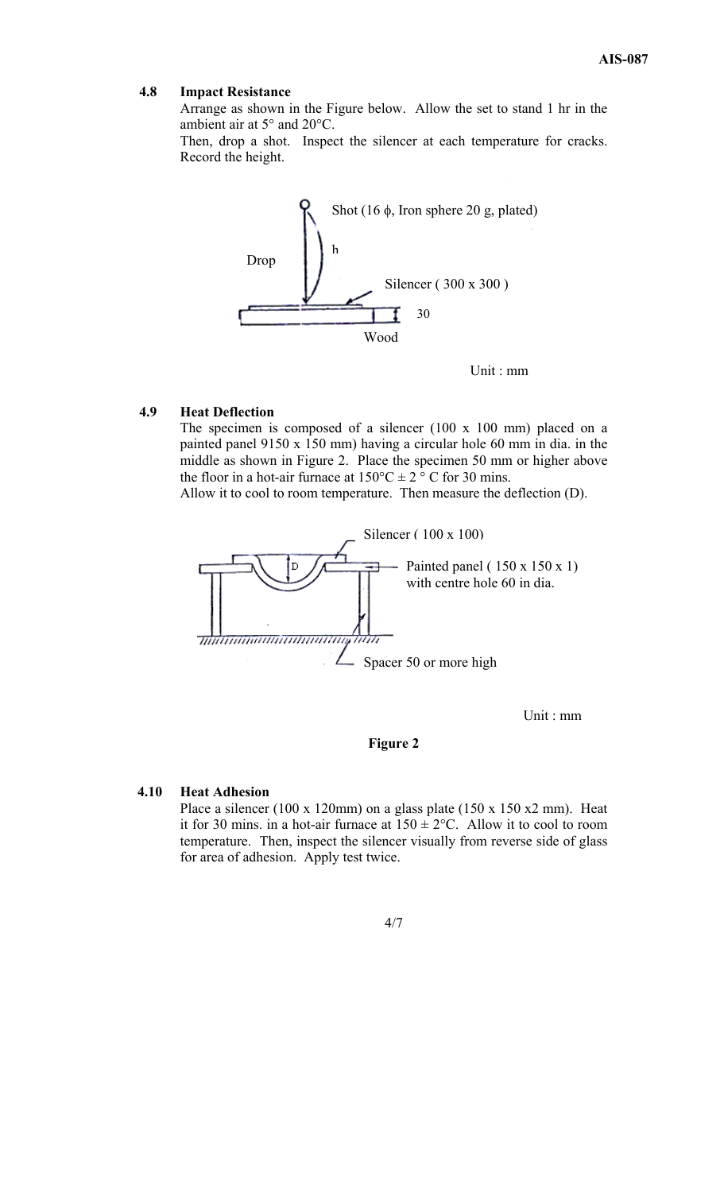### 4.8 Impact Resistance

Arrange as shown in the Figure below. Allow the set to stand 1 hr in the ambient air at 5° and 20°C.

Then, drop a shot. Inspect the silencer at each temperature for cracks. Record the height.

Shot (16 ϕ, Iron sphere 20 g, plated)

Drop

h

Silencer ( 300 x 300 )

30

Wood

Unit : mm

### 4.9 Heat Deflection

The specimen is composed of a silencer (100 x 100 mm) placed on a painted panel 9150 x 150 mm) having a circular hole 60 mm in dia. in the middle as shown in Figure 2. Place the specimen 50 mm or higher above the floor in a hot-air furnace at 150°C ± 2 ° C for 30 mins.

Allow it to cool to room temperature. Then measure the deflection (D).

Silencer ( 100 x 100)

D

Painted panel ( 150 x 150 x 1) with centre hole 60 in dia.

Spacer 50 or more high

Unit : mm

**Figure 2**

### 4.10 Heat Adhesion

Place a silencer (100 x 120mm) on a glass plate (150 x 150 x2 mm). Heat it for 30 mins. in a hot-air furnace at 150 ± 2°C. Allow it to cool to room temperature. Then, inspect the silencer visually from reverse side of glass for area of adhesion. Apply test twice.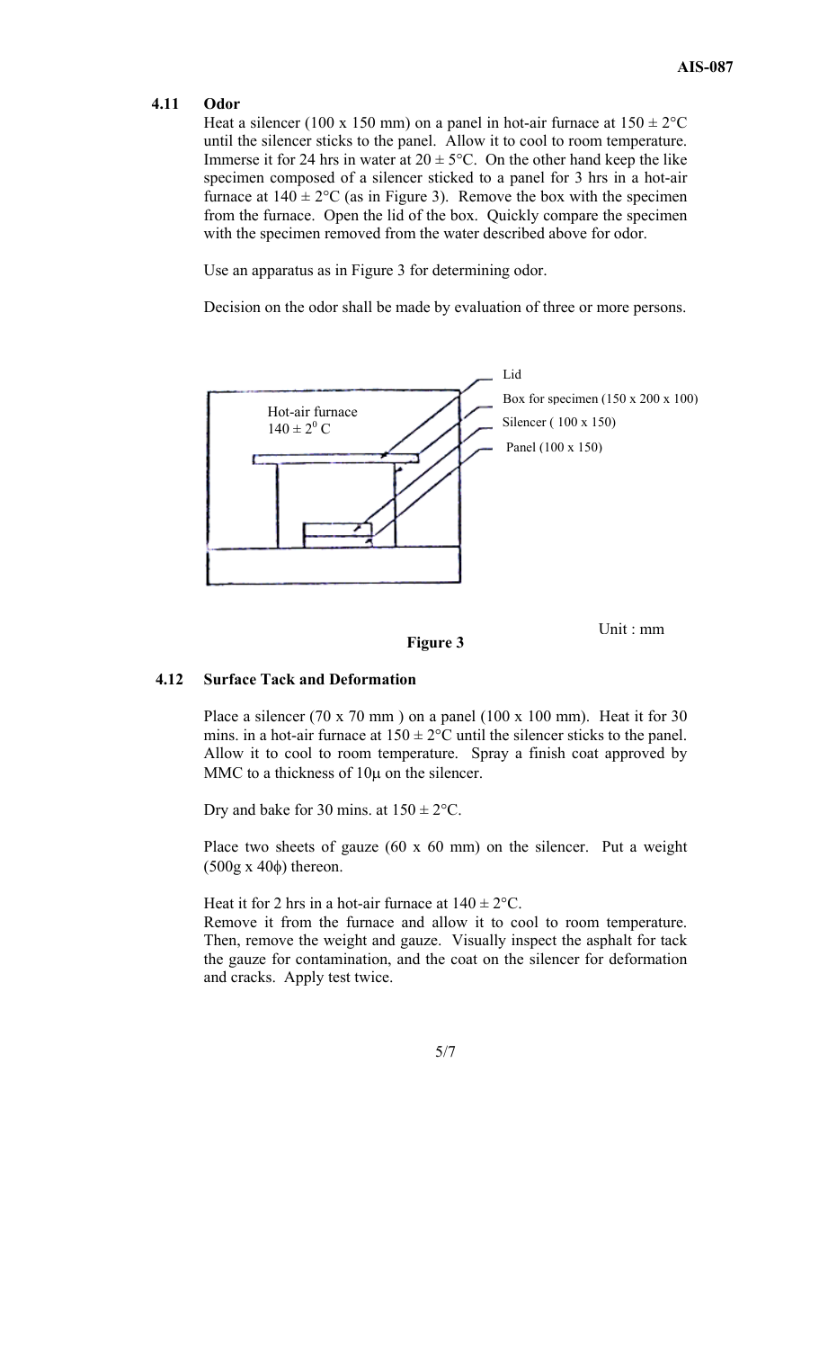#### 4.11 Odor

Heat a silencer (100 x 150 mm) on a panel in hot-air furnace at 150 ± 2°C until the silencer sticks to the panel. Allow it to cool to room temperature. Immerse it for 24 hrs in water at 20 ± 5°C. On the other hand keep the like specimen composed of a silencer sticked to a panel for 3 hrs in a hot-air furnace at 140 ± 2°C (as in Figure 3). Remove the box with the specimen from the furnace. Open the lid of the box. Quickly compare the specimen with the specimen removed from the water described above for odor.

Use an apparatus as in Figure 3 for determining odor.

Decision on the odor shall be made by evaluation of three or more persons.

Hot-air furnace
140 ± 2$^0$ C

Lid
Box for specimen (150 x 200 x 100)
Silencer ( 100 x 150)
Panel (100 x 150)

Unit : mm

**Figure 3**

#### 4.12 Surface Tack and Deformation

Place a silencer (70 x 70 mm ) on a panel (100 x 100 mm). Heat it for 30 mins. in a hot-air furnace at 150 ± 2°C until the silencer sticks to the panel. Allow it to cool to room temperature. Spray a finish coat approved by MMC to a thickness of 10μ on the silencer.

Dry and bake for 30 mins. at 150 ± 2°C.

Place two sheets of gauze (60 x 60 mm) on the silencer. Put a weight (500g x 40ϕ) thereon.

Heat it for 2 hrs in a hot-air furnace at 140 ± 2°C.
Remove it from the furnace and allow it to cool to room temperature. Then, remove the weight and gauze. Visually inspect the asphalt for tack the gauze for contamination, and the coat on the silencer for deformation and cracks. Apply test twice.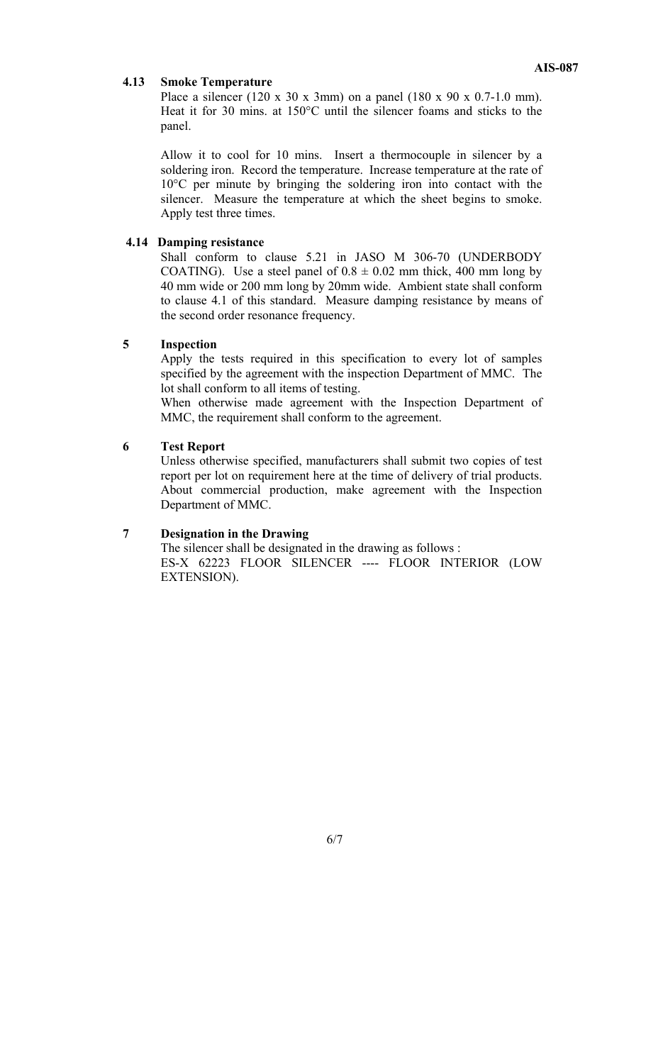### 4.13 Smoke Temperature

Place a silencer (120 x 30 x 3mm) on a panel (180 x 90 x 0.7-1.0 mm). Heat it for 30 mins. at 150°C until the silencer foams and sticks to the panel.

Allow it to cool for 10 mins. Insert a thermocouple in silencer by a soldering iron. Record the temperature. Increase temperature at the rate of 10°C per minute by bringing the soldering iron into contact with the silencer. Measure the temperature at which the sheet begins to smoke. Apply test three times.

### 4.14 Damping resistance

Shall conform to clause 5.21 in JASO M 306-70 (UNDERBODY COATING). Use a steel panel of $0.8 \pm 0.02$ mm thick, 400 mm long by 40 mm wide or 200 mm long by 20mm wide. Ambient state shall conform to clause 4.1 of this standard. Measure damping resistance by means of the second order resonance frequency.

## 5 Inspection

Apply the tests required in this specification to every lot of samples specified by the agreement with the inspection Department of MMC. The lot shall conform to all items of testing.

When otherwise made agreement with the Inspection Department of MMC, the requirement shall conform to the agreement.

## 6 Test Report

Unless otherwise specified, manufacturers shall submit two copies of test report per lot on requirement here at the time of delivery of trial products. About commercial production, make agreement with the Inspection Department of MMC.

## 7 Designation in the Drawing

The silencer shall be designated in the drawing as follows :

ES-X 62223 FLOOR SILENCER ---- FLOOR INTERIOR (LOW EXTENSION).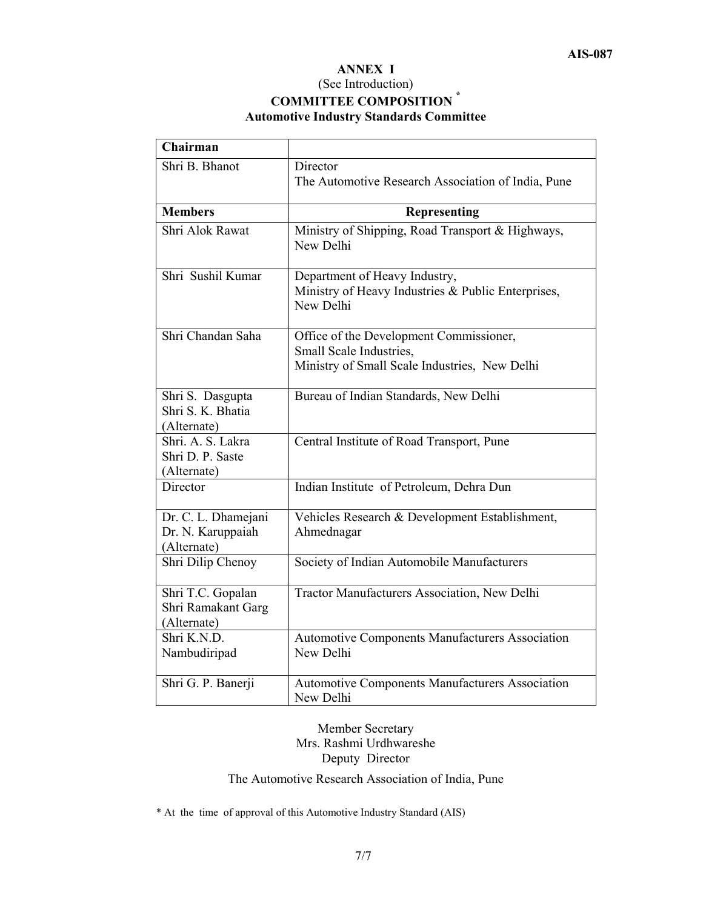**ANNEX I**

(See Introduction)

**COMMITTEE COMPOSITION** *

**Automotive Industry Standards Committee**

| **Chairman** | |
|---|---|
| Shri B. Bhanot | Director<br>The Automotive Research Association of India, Pune |
| **Members** | **Representing** |
| Shri Alok Rawat | Ministry of Shipping, Road Transport & Highways, New Delhi |
| Shri Sushil Kumar | Department of Heavy Industry,<br>Ministry of Heavy Industries & Public Enterprises, New Delhi |
| Shri Chandan Saha | Office of the Development Commissioner,<br>Small Scale Industries,<br>Ministry of Small Scale Industries, New Delhi |
| Shri S. Dasgupta<br>Shri S. K. Bhatia (Alternate) | Bureau of Indian Standards, New Delhi |
| Shri. A. S. Lakra<br>Shri D. P. Saste (Alternate) | Central Institute of Road Transport, Pune |
| Director | Indian Institute of Petroleum, Dehra Dun |
| Dr. C. L. Dhamejani<br>Dr. N. Karuppaiah (Alternate) | Vehicles Research & Development Establishment, Ahmednagar |
| Shri Dilip Chenoy | Society of Indian Automobile Manufacturers |
| Shri T.C. Gopalan<br>Shri Ramakant Garg (Alternate) | Tractor Manufacturers Association, New Delhi |
| Shri K.N.D. Nambudiripad | Automotive Components Manufacturers Association New Delhi |
| Shri G. P. Banerji | Automotive Components Manufacturers Association New Delhi |

Member Secretary
Mrs. Rashmi Urdhwareshe
Deputy Director

The Automotive Research Association of India, Pune

* At the time of approval of this Automotive Industry Standard (AIS)